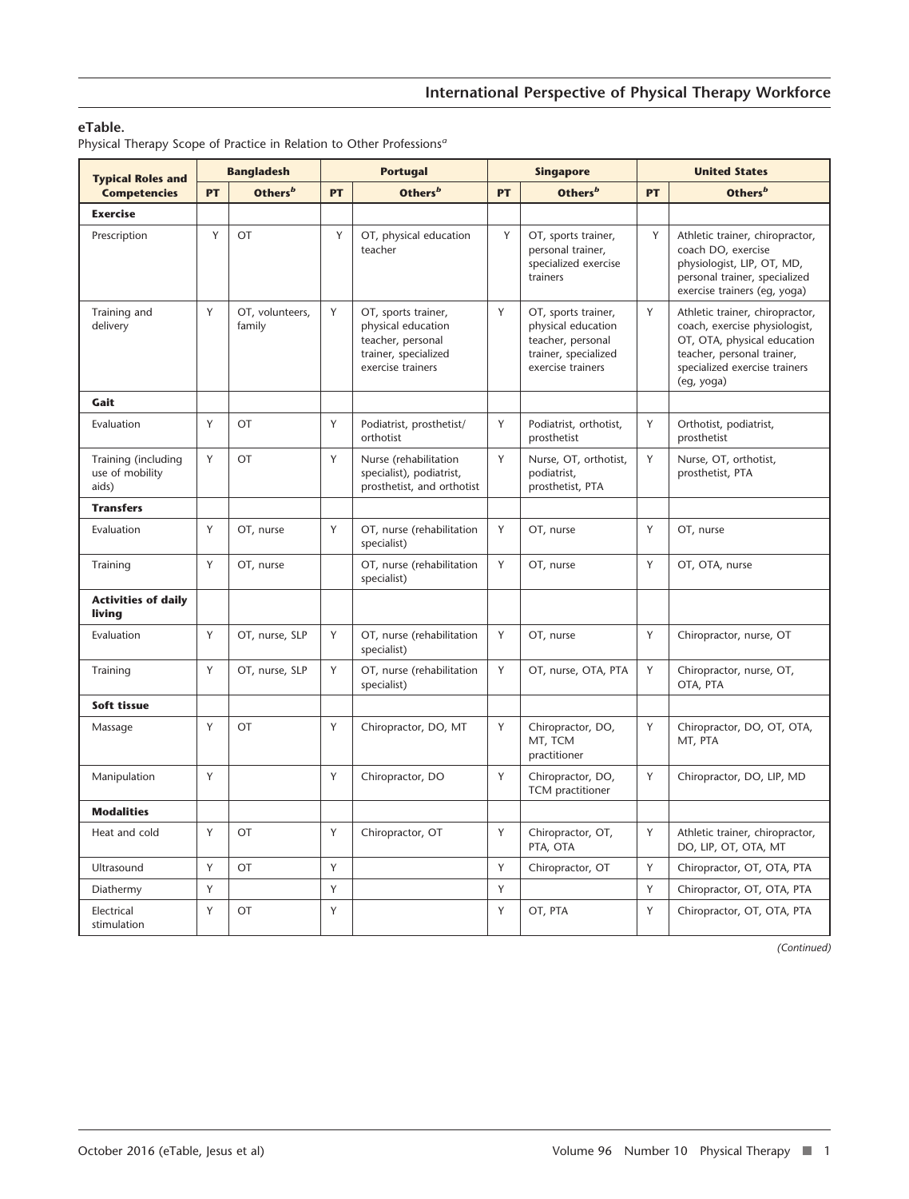**eTable.**
Physical Therapy Scope of Practice in Relation to Other Professions[a]

| Typical Roles and Competencies | Bangladesh | | Portugal | | Singapore | | United States | |
|---|---|---|---|---|---|---|---|---|
| | PT | Others[b] | PT | Others[b] | PT | Others[b] | PT | Others[b] |
| **Exercise** | | | | | | | | |
| Prescription | Y | OT | Y | OT, physical education teacher | Y | OT, sports trainer, personal trainer, specialized exercise trainers | Y | Athletic trainer, chiropractor, coach DO, exercise physiologist, LIP, OT, MD, personal trainer, specialized exercise trainers (eg, yoga) |
| Training and delivery | Y | OT, volunteers, family | Y | OT, sports trainer, physical education teacher, personal trainer, specialized exercise trainers | Y | OT, sports trainer, physical education teacher, personal trainer, specialized exercise trainers | Y | Athletic trainer, chiropractor, coach, exercise physiologist, OT, OTA, physical education teacher, personal trainer, specialized exercise trainers (eg, yoga) |
| **Gait** | | | | | | | | |
| Evaluation | Y | OT | Y | Podiatrist, prosthetist/orthotist | Y | Podiatrist, orthotist, prosthetist | Y | Orthotist, podiatrist, prosthetist |
| Training (including use of mobility aids) | Y | OT | Y | Nurse (rehabilitation specialist), podiatrist, prosthetist, and orthotist | Y | Nurse, OT, orthotist, podiatrist, prosthetist, PTA | Y | Nurse, OT, orthotist, prosthetist, PTA |
| **Transfers** | | | | | | | | |
| Evaluation | Y | OT, nurse | Y | OT, nurse (rehabilitation specialist) | Y | OT, nurse | Y | OT, nurse |
| Training | Y | OT, nurse | | OT, nurse (rehabilitation specialist) | Y | OT, nurse | Y | OT, OTA, nurse |
| **Activities of daily living** | | | | | | | | |
| Evaluation | Y | OT, nurse, SLP | Y | OT, nurse (rehabilitation specialist) | Y | OT, nurse | Y | Chiropractor, nurse, OT |
| Training | Y | OT, nurse, SLP | Y | OT, nurse (rehabilitation specialist) | Y | OT, nurse, OTA, PTA | Y | Chiropractor, nurse, OT, OTA, PTA |
| **Soft tissue** | | | | | | | | |
| Massage | Y | OT | Y | Chiropractor, DO, MT | Y | Chiropractor, DO, MT, TCM practitioner | Y | Chiropractor, DO, OT, OTA, MT, PTA |
| Manipulation | Y | | Y | Chiropractor, DO | Y | Chiropractor, DO, TCM practitioner | Y | Chiropractor, DO, LIP, MD |
| **Modalities** | | | | | | | | |
| Heat and cold | Y | OT | Y | Chiropractor, OT | Y | Chiropractor, OT, PTA, OTA | Y | Athletic trainer, chiropractor, DO, LIP, OT, OTA, MT |
| Ultrasound | Y | OT | Y | | Y | Chiropractor, OT | Y | Chiropractor, OT, OTA, PTA |
| Diathermy | Y | | Y | | Y | | Y | Chiropractor, OT, OTA, PTA |
| Electrical stimulation | Y | OT | Y | | Y | OT, PTA | Y | Chiropractor, OT, OTA, PTA |

*(Continued)*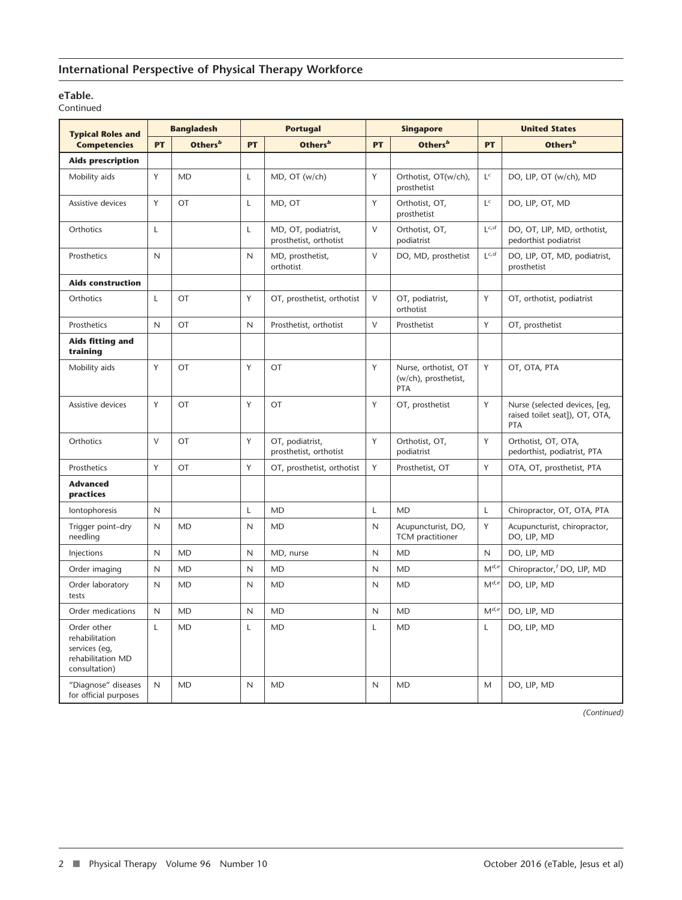**eTable.**
Continued

| Typical Roles and Competencies | Bangladesh | | Portugal | | Singapore | | United States | |
|---|---|---|---|---|---|---|---|---|
| | PT | Others[b] | PT | Others[b] | PT | Others[b] | PT | Others[b] |
| **Aids prescription** | | | | | | | | |
| Mobility aids | Y | MD | L | MD, OT (w/ch) | Y | Orthotist, OT(w/ch), prosthetist | L[c] | DO, LIP, OT (w/ch), MD |
| Assistive devices | Y | OT | L | MD, OT | Y | Orthotist, OT, prosthetist | L[c] | DO, LIP, OT, MD |
| Orthotics | L | | L | MD, OT, podiatrist, prosthetist, orthotist | V | Orthotist, OT, podiatrist | L[c,d] | DO, OT, LIP, MD, orthotist, pedorthist podiatrist |
| Prosthetics | N | | N | MD, prosthetist, orthotist | V | DO, MD, prosthetist | L[c,d] | DO, LIP, OT, MD, podiatrist, prosthetist |
| **Aids construction** | | | | | | | | |
| Orthotics | L | OT | Y | OT, prosthetist, orthotist | V | OT, podiatrist, orthotist | Y | OT, orthotist, podiatrist |
| Prosthetics | N | OT | N | Prosthetist, orthotist | V | Prosthetist | Y | OT, prosthetist |
| **Aids fitting and training** | | | | | | | | |
| Mobility aids | Y | OT | Y | OT | Y | Nurse, orthotist, OT (w/ch), prosthetist, PTA | Y | OT, OTA, PTA |
| Assistive devices | Y | OT | Y | OT | Y | OT, prosthetist | Y | Nurse (selected devices, [eg, raised toilet seat]), OT, OTA, PTA |
| Orthotics | V | OT | Y | OT, podiatrist, prosthetist, orthotist | Y | Orthotist, OT, podiatrist | Y | Orthotist, OT, OTA, pedorthist, podiatrist, PTA |
| Prosthetics | Y | OT | Y | OT, prosthetist, orthotist | Y | Prosthetist, OT | Y | OTA, OT, prosthetist, PTA |
| **Advanced practices** | | | | | | | | |
| Iontophoresis | N | | L | MD | L | MD | L | Chiropractor, OT, OTA, PTA |
| Trigger point–dry needling | N | MD | N | MD | N | Acupuncturist, DO, TCM practitioner | Y | Acupuncturist, chiropractor, DO, LIP, MD |
| Injections | N | MD | N | MD, nurse | N | MD | N | DO, LIP, MD |
| Order imaging | N | MD | N | MD | N | MD | M[d,e] | Chiropractor,[f] DO, LIP, MD |
| Order laboratory tests | N | MD | N | MD | N | MD | M[d,e] | DO, LIP, MD |
| Order medications | N | MD | N | MD | N | MD | M[d,e] | DO, LIP, MD |
| Order other rehabilitation services (eg, rehabilitation MD consultation) | L | MD | L | MD | L | MD | L | DO, LIP, MD |
| "Diagnose" diseases for official purposes | N | MD | N | MD | N | MD | M | DO, LIP, MD |

*(Continued)*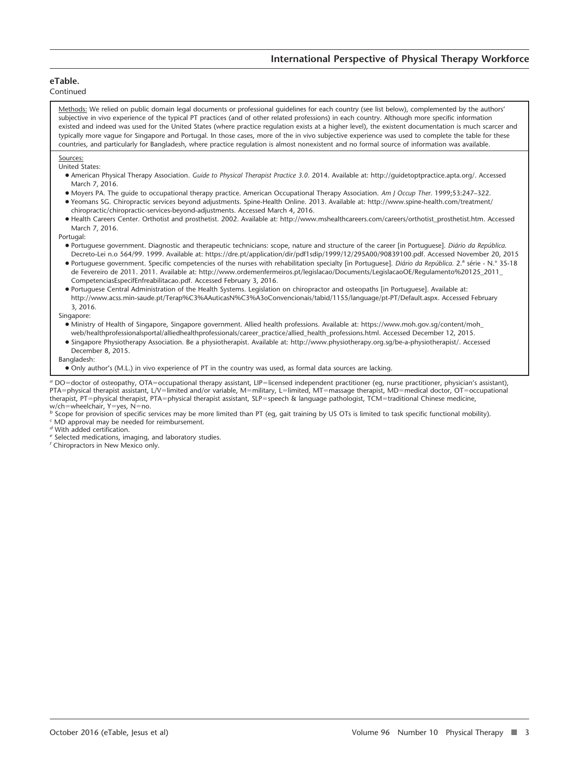**eTable.**
Continued

Methods: We relied on public domain legal documents or professional guidelines for each country (see list below), complemented by the authors' subjective in vivo experience of the typical PT practices (and of other related professions) in each country. Although more specific information existed and indeed was used for the United States (where practice regulation exists at a higher level), the existent documentation is much scarcer and typically more vague for Singapore and Portugal. In those cases, more of the in vivo subjective experience was used to complete the table for these countries, and particularly for Bangladesh, where practice regulation is almost nonexistent and no formal source of information was available.

Sources:

United States:

- American Physical Therapy Association. *Guide to Physical Therapist Practice 3.0*. 2014. Available at: http://guidetoptpractice.apta.org/. Accessed March 7, 2016.
- Moyers PA. The guide to occupational therapy practice. American Occupational Therapy Association. *Am J Occup Ther.* 1999;53:247–322.
- Yeomans SG. Chiropractic services beyond adjustments. Spine-Health Online. 2013. Available at: http://www.spine-health.com/treatment/chiropractic/chiropractic-services-beyond-adjustments. Accessed March 4, 2016.
- Health Careers Center. Orthotist and prosthetist. 2002. Available at: http://www.mshealthcareers.com/careers/orthotist_prosthetist.htm. Accessed March 7, 2016.

Portugal:

- Portuguese government. Diagnostic and therapeutic technicians: scope, nature and structure of the career [in Portuguese]. *Diário da República.* Decreto-Lei n.o 564/99. 1999. Available at: https://dre.pt/application/dir/pdf1sdip/1999/12/295A00/90839100.pdf. Accessed November 20, 2015
- Portuguese government. Specific competencies of the nurses with rehabilitation specialty [in Portuguese]. *Diário da República.* 2.ª série - N.° 35-18 de Fevereiro de 2011. 2011. Available at: http://www.ordemenfermeiros.pt/legislacao/Documents/LegislacaoOE/Regulamento%20125_2011_CompetenciasEspecifEnfreabilitacao.pdf. Accessed February 3, 2016.
- Portuguese Central Administration of the Health Systems. Legislation on chiropractor and osteopaths [in Portuguese]. Available at: http://www.acss.min-saude.pt/Terap%C3%AAuticasN%C3%A3oConvencionais/tabid/1155/language/pt-PT/Default.aspx. Accessed February 3, 2016.

Singapore:

- Ministry of Health of Singapore, Singapore government. Allied health professions. Available at: https://www.moh.gov.sg/content/moh_web/healthprofessionalsportal/alliedhealthprofessionals/career_practice/allied_health_professions.html. Accessed December 12, 2015.
- Singapore Physiotherapy Association. Be a physiotherapist. Available at: http://www.physiotherapy.org.sg/be-a-physiotherapist/. Accessed December 8, 2015.

Bangladesh:

- Only author's (M.L.) in vivo experience of PT in the country was used, as formal data sources are lacking.

[a] DO=doctor of osteopathy, OTA=occupational therapy assistant, LIP=licensed independent practitioner (eg, nurse practitioner, physician's assistant), PTA=physical therapist assistant, L/V=limited and/or variable, M=military, L=limited, MT=massage therapist, MD=medical doctor, OT=occupational therapist, PT=physical therapist, PTA=physical therapist assistant, SLP=speech & language pathologist, TCM=traditional Chinese medicine, w/ch=wheelchair, Y=yes, N=no.

[b] Scope for provision of specific services may be more limited than PT (eg, gait training by US OTs is limited to task specific functional mobility).

[c] MD approval may be needed for reimbursement.

[d] With added certification.

[e] Selected medications, imaging, and laboratory studies.

[f] Chiropractors in New Mexico only.